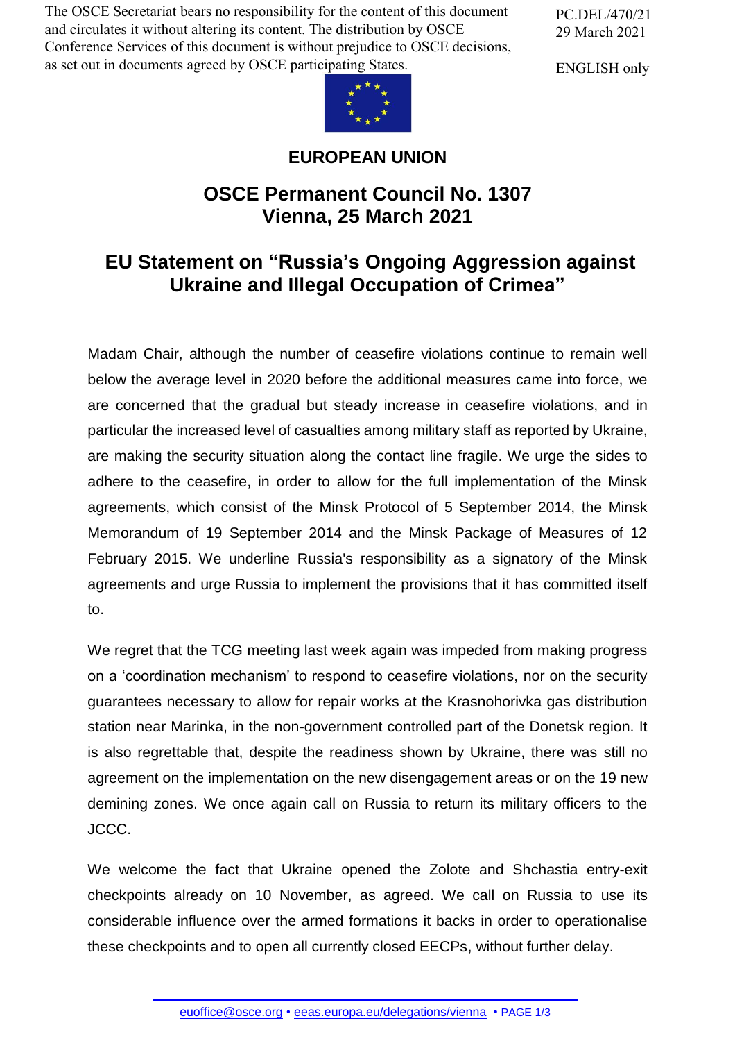The OSCE Secretariat bears no responsibility for the content of this document and circulates it without altering its content. The distribution by OSCE Conference Services of this document is without prejudice to OSCE decisions, as set out in documents agreed by OSCE participating States.

PC.DEL/470/21
29 March 2021

ENGLISH only

**EUROPEAN UNION**

# OSCE Permanent Council No. 1307
# Vienna, 25 March 2021

## EU Statement on "Russia's Ongoing Aggression against Ukraine and Illegal Occupation of Crimea"

Madam Chair, although the number of ceasefire violations continue to remain well below the average level in 2020 before the additional measures came into force, we are concerned that the gradual but steady increase in ceasefire violations, and in particular the increased level of casualties among military staff as reported by Ukraine, are making the security situation along the contact line fragile. We urge the sides to adhere to the ceasefire, in order to allow for the full implementation of the Minsk agreements, which consist of the Minsk Protocol of 5 September 2014, the Minsk Memorandum of 19 September 2014 and the Minsk Package of Measures of 12 February 2015. We underline Russia's responsibility as a signatory of the Minsk agreements and urge Russia to implement the provisions that it has committed itself to.

We regret that the TCG meeting last week again was impeded from making progress on a 'coordination mechanism' to respond to ceasefire violations, nor on the security guarantees necessary to allow for repair works at the Krasnohorivka gas distribution station near Marinka, in the non-government controlled part of the Donetsk region. It is also regrettable that, despite the readiness shown by Ukraine, there was still no agreement on the implementation on the new disengagement areas or on the 19 new demining zones. We once again call on Russia to return its military officers to the JCCC.

We welcome the fact that Ukraine opened the Zolote and Shchastia entry-exit checkpoints already on 10 November, as agreed. We call on Russia to use its considerable influence over the armed formations it backs in order to operationalise these checkpoints and to open all currently closed EECPs, without further delay.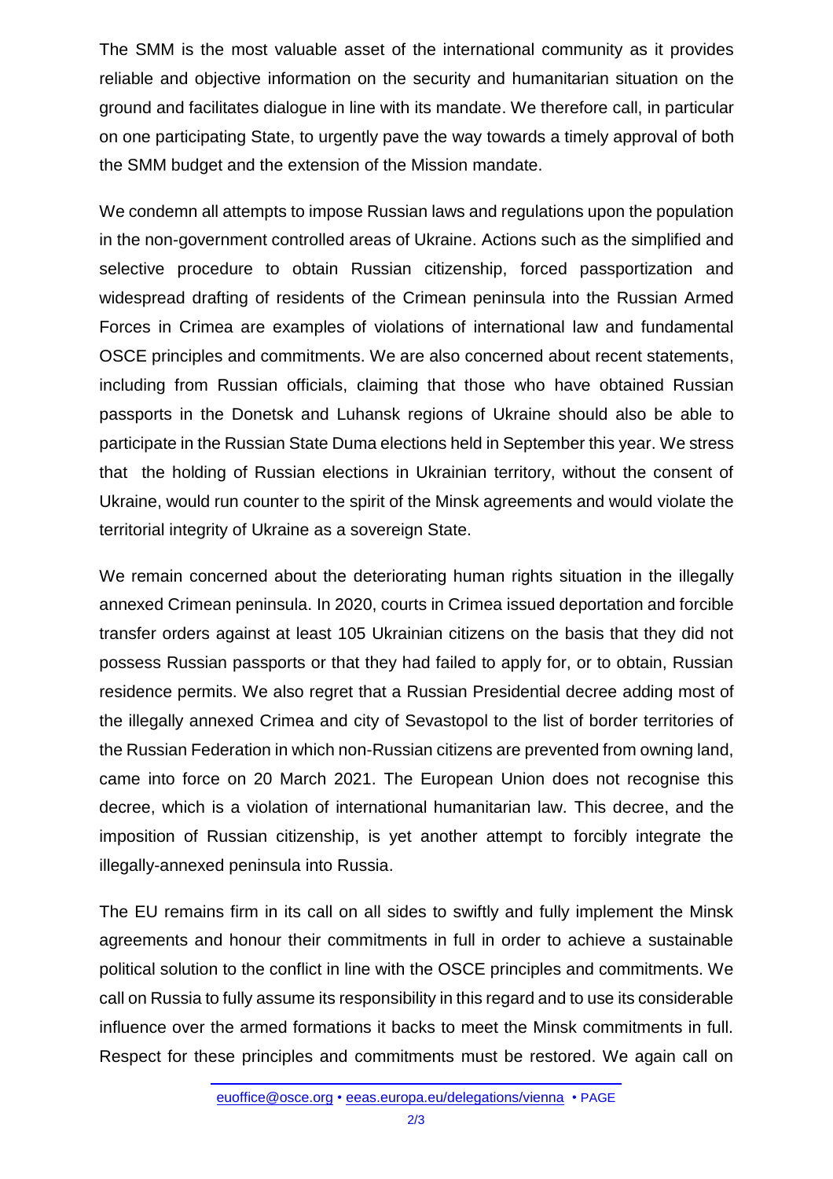The SMM is the most valuable asset of the international community as it provides reliable and objective information on the security and humanitarian situation on the ground and facilitates dialogue in line with its mandate. We therefore call, in particular on one participating State, to urgently pave the way towards a timely approval of both the SMM budget and the extension of the Mission mandate.

We condemn all attempts to impose Russian laws and regulations upon the population in the non-government controlled areas of Ukraine. Actions such as the simplified and selective procedure to obtain Russian citizenship, forced passportization and widespread drafting of residents of the Crimean peninsula into the Russian Armed Forces in Crimea are examples of violations of international law and fundamental OSCE principles and commitments. We are also concerned about recent statements, including from Russian officials, claiming that those who have obtained Russian passports in the Donetsk and Luhansk regions of Ukraine should also be able to participate in the Russian State Duma elections held in September this year. We stress that the holding of Russian elections in Ukrainian territory, without the consent of Ukraine, would run counter to the spirit of the Minsk agreements and would violate the territorial integrity of Ukraine as a sovereign State.

We remain concerned about the deteriorating human rights situation in the illegally annexed Crimean peninsula. In 2020, courts in Crimea issued deportation and forcible transfer orders against at least 105 Ukrainian citizens on the basis that they did not possess Russian passports or that they had failed to apply for, or to obtain, Russian residence permits. We also regret that a Russian Presidential decree adding most of the illegally annexed Crimea and city of Sevastopol to the list of border territories of the Russian Federation in which non-Russian citizens are prevented from owning land, came into force on 20 March 2021. The European Union does not recognise this decree, which is a violation of international humanitarian law. This decree, and the imposition of Russian citizenship, is yet another attempt to forcibly integrate the illegally-annexed peninsula into Russia.

The EU remains firm in its call on all sides to swiftly and fully implement the Minsk agreements and honour their commitments in full in order to achieve a sustainable political solution to the conflict in line with the OSCE principles and commitments. We call on Russia to fully assume its responsibility in this regard and to use its considerable influence over the armed formations it backs to meet the Minsk commitments in full. Respect for these principles and commitments must be restored. We again call on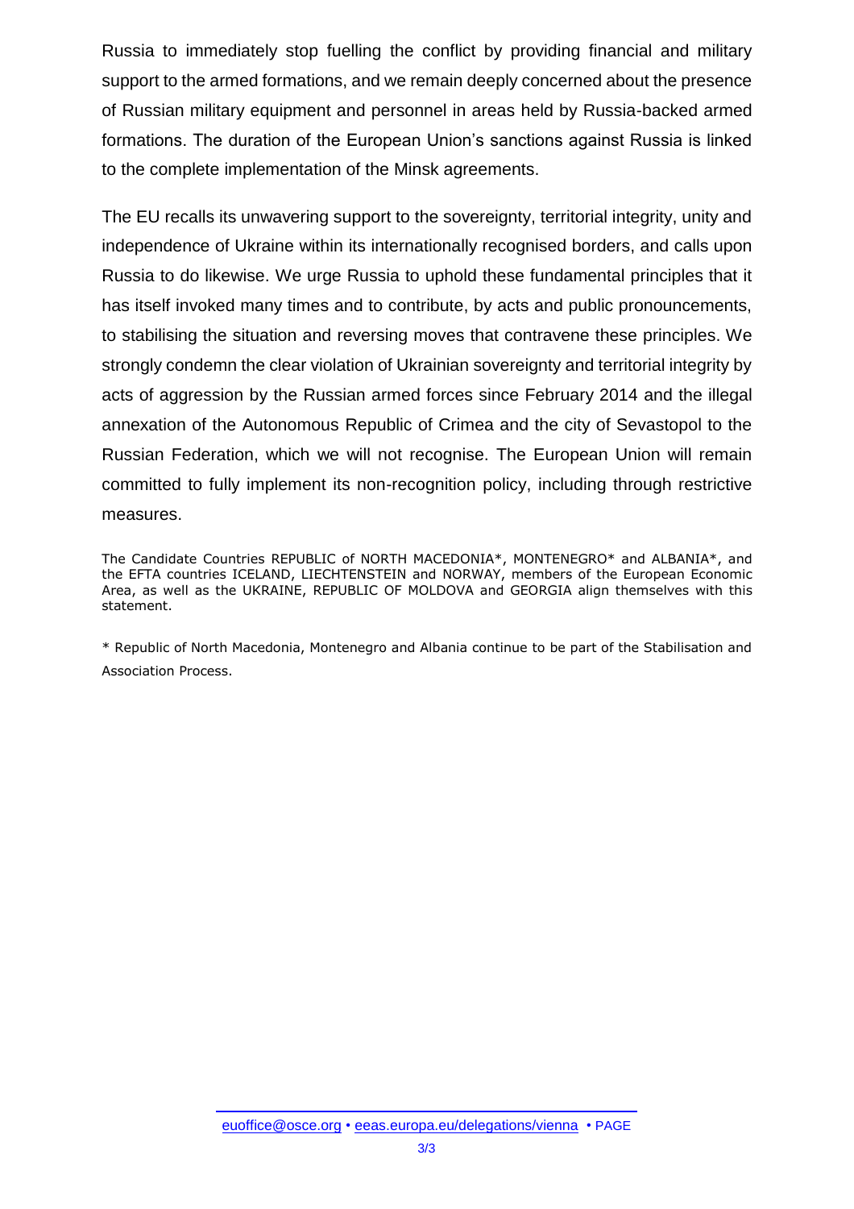Russia to immediately stop fuelling the conflict by providing financial and military support to the armed formations, and we remain deeply concerned about the presence of Russian military equipment and personnel in areas held by Russia-backed armed formations. The duration of the European Union's sanctions against Russia is linked to the complete implementation of the Minsk agreements.

The EU recalls its unwavering support to the sovereignty, territorial integrity, unity and independence of Ukraine within its internationally recognised borders, and calls upon Russia to do likewise. We urge Russia to uphold these fundamental principles that it has itself invoked many times and to contribute, by acts and public pronouncements, to stabilising the situation and reversing moves that contravene these principles. We strongly condemn the clear violation of Ukrainian sovereignty and territorial integrity by acts of aggression by the Russian armed forces since February 2014 and the illegal annexation of the Autonomous Republic of Crimea and the city of Sevastopol to the Russian Federation, which we will not recognise. The European Union will remain committed to fully implement its non-recognition policy, including through restrictive measures.

The Candidate Countries REPUBLIC of NORTH MACEDONIA*, MONTENEGRO* and ALBANIA*, and the EFTA countries ICELAND, LIECHTENSTEIN and NORWAY, members of the European Economic Area, as well as the UKRAINE, REPUBLIC OF MOLDOVA and GEORGIA align themselves with this statement.

* Republic of North Macedonia, Montenegro and Albania continue to be part of the Stabilisation and Association Process.

euoffice@osce.org • eeas.europa.eu/delegations/vienna